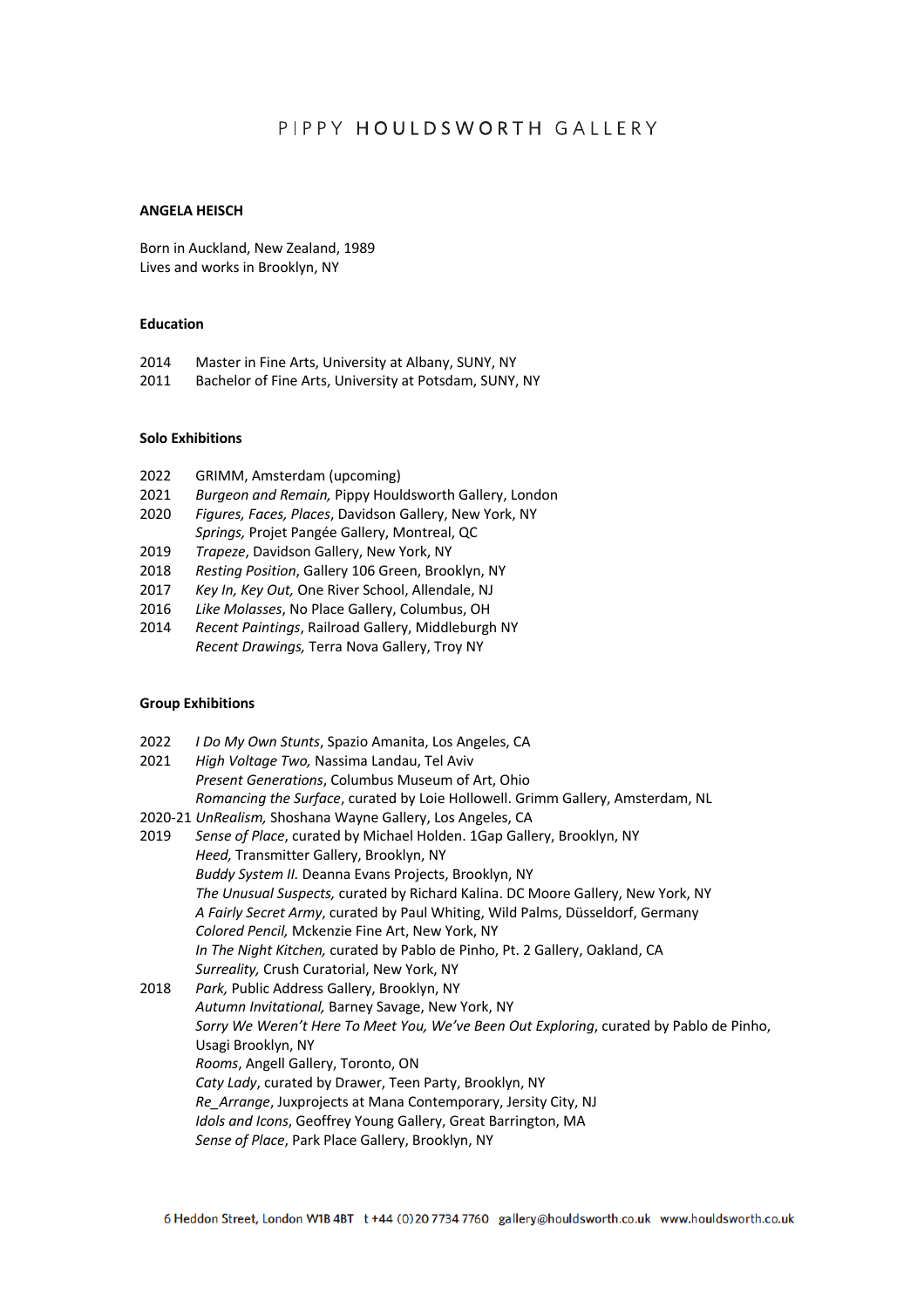PIPPY **HOULDSWORTH** GALLERY

**ANGELA HEISCH**

Born in Auckland, New Zealand, 1989
Lives and works in Brooklyn, NY

**Education**

2014 Master in Fine Arts, University at Albany, SUNY, NY
2011 Bachelor of Fine Arts, University at Potsdam, SUNY, NY

**Solo Exhibitions**

2022 GRIMM, Amsterdam (upcoming)
2021 *Burgeon and Remain,* Pippy Houldsworth Gallery, London
2020 *Figures, Faces, Places*, Davidson Gallery, New York, NY
*Springs,* Projet Pangée Gallery, Montreal, QC
2019 *Trapeze*, Davidson Gallery, New York, NY
2018 *Resting Position*, Gallery 106 Green, Brooklyn, NY
2017 *Key In, Key Out,* One River School, Allendale, NJ
2016 *Like Molasses*, No Place Gallery, Columbus, OH
2014 *Recent Paintings*, Railroad Gallery, Middleburgh NY
*Recent Drawings,* Terra Nova Gallery, Troy NY

**Group Exhibitions**

2022 *I Do My Own Stunts*, Spazio Amanita, Los Angeles, CA
2021 *High Voltage Two,* Nassima Landau, Tel Aviv
*Present Generations*, Columbus Museum of Art, Ohio
*Romancing the Surface*, curated by Loie Hollowell. Grimm Gallery, Amsterdam, NL
2020-21 *UnRealism,* Shoshana Wayne Gallery, Los Angeles, CA
2019 *Sense of Place*, curated by Michael Holden. 1Gap Gallery, Brooklyn, NY
*Heed,* Transmitter Gallery, Brooklyn, NY
*Buddy System II.* Deanna Evans Projects, Brooklyn, NY
*The Unusual Suspects,* curated by Richard Kalina. DC Moore Gallery, New York, NY
*A Fairly Secret Army*, curated by Paul Whiting, Wild Palms, Düsseldorf, Germany
*Colored Pencil,* Mckenzie Fine Art, New York, NY
*In The Night Kitchen,* curated by Pablo de Pinho, Pt. 2 Gallery, Oakland, CA
*Surreality,* Crush Curatorial, New York, NY
2018 *Park,* Public Address Gallery, Brooklyn, NY
*Autumn Invitational,* Barney Savage, New York, NY
*Sorry We Weren't Here To Meet You, We've Been Out Exploring*, curated by Pablo de Pinho, Usagi Brooklyn, NY
*Rooms*, Angell Gallery, Toronto, ON
*Caty Lady*, curated by Drawer, Teen Party, Brooklyn, NY
*Re_Arrange*, Juxprojects at Mana Contemporary, Jersity City, NJ
*Idols and Icons*, Geoffrey Young Gallery, Great Barrington, MA
*Sense of Place*, Park Place Gallery, Brooklyn, NY

6 Heddon Street, London W1B 4BT t +44 (0)20 7734 7760 gallery@houldsworth.co.uk www.houldsworth.co.uk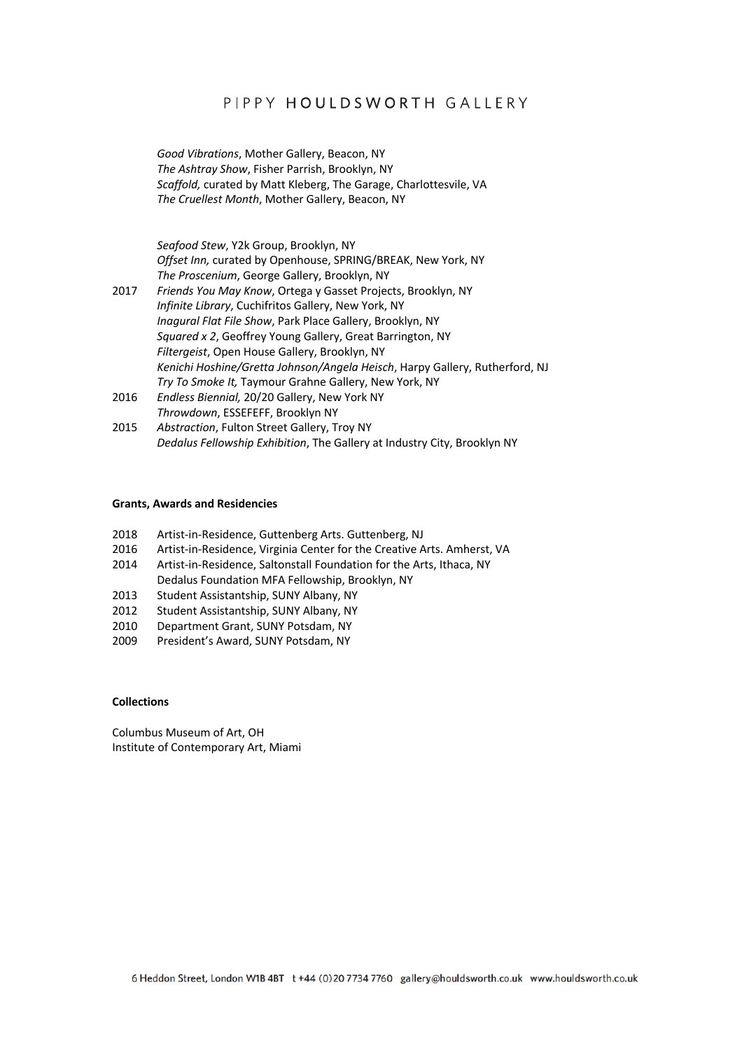*Good Vibrations*, Mother Gallery, Beacon, NY
*The Ashtray Show*, Fisher Parrish, Brooklyn, NY
*Scaffold,* curated by Matt Kleberg, The Garage, Charlottesvile, VA
*The Cruellest Month*, Mother Gallery, Beacon, NY

*Seafood Stew*, Y2k Group, Brooklyn, NY
*Offset Inn,* curated by Openhouse, SPRING/BREAK, New York, NY
*The Proscenium*, George Gallery, Brooklyn, NY

2017 *Friends You May Know*, Ortega y Gasset Projects, Brooklyn, NY
*Infinite Library*, Cuchifritos Gallery, New York, NY
*Inagural Flat File Show*, Park Place Gallery, Brooklyn, NY
*Squared x 2*, Geoffrey Young Gallery, Great Barrington, NY
*Filtergeist*, Open House Gallery, Brooklyn, NY
*Kenichi Hoshine/Gretta Johnson/Angela Heisch*, Harpy Gallery, Rutherford, NJ
*Try To Smoke It,* Taymour Grahne Gallery, New York, NY

2016 *Endless Biennial,* 20/20 Gallery, New York NY
*Throwdown*, ESSEFEFF, Brooklyn NY

2015 *Abstraction*, Fulton Street Gallery, Troy NY
*Dedalus Fellowship Exhibition*, The Gallery at Industry City, Brooklyn NY

**Grants, Awards and Residencies**

2018 Artist-in-Residence, Guttenberg Arts. Guttenberg, NJ
2016 Artist-in-Residence, Virginia Center for the Creative Arts. Amherst, VA
2014 Artist-in-Residence, Saltonstall Foundation for the Arts, Ithaca, NY
Dedalus Foundation MFA Fellowship, Brooklyn, NY
2013 Student Assistantship, SUNY Albany, NY
2012 Student Assistantship, SUNY Albany, NY
2010 Department Grant, SUNY Potsdam, NY
2009 President's Award, SUNY Potsdam, NY

**Collections**

Columbus Museum of Art, OH
Institute of Contemporary Art, Miami